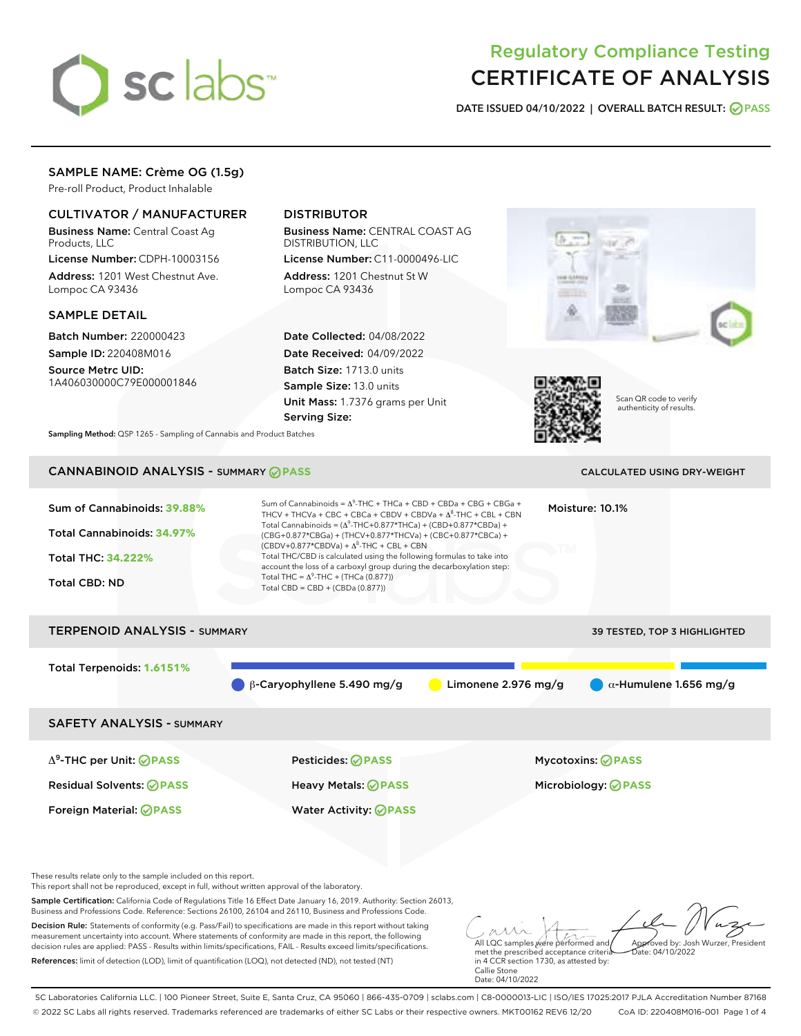# Regulatory Compliance Testing
# CERTIFICATE OF ANALYSIS

**DATE ISSUED 04/10/2022 | OVERALL BATCH RESULT: PASS**

## SAMPLE NAME: Crème OG (1.5g)

Pre-roll Product, Product Inhalable

### CULTIVATOR / MANUFACTURER

**Business Name:** Central Coast Ag Products, LLC

**License Number:** CDPH-10003156

**Address:** 1201 West Chestnut Ave. Lompoc CA 93436

### DISTRIBUTOR

**Business Name:** CENTRAL COAST AG DISTRIBUTION, LLC

**License Number:** C11-0000496-LIC

**Address:** 1201 Chestnut St W Lompoc CA 93436

### SAMPLE DETAIL

**Batch Number:** 220000423

**Sample ID:** 220408M016

**Source Metrc UID:** 1A406030000C79E000001846

**Date Collected:** 04/08/2022

**Date Received:** 04/09/2022

**Batch Size:** 1713.0 units

**Sample Size:** 13.0 units

**Unit Mass:** 1.7376 grams per Unit

**Serving Size:**

Scan QR code to verify authenticity of results.

**Sampling Method:** QSP 1265 - Sampling of Cannabis and Product Batches

## CANNABINOID ANALYSIS - SUMMARY PASS

CALCULATED USING DRY-WEIGHT

**Sum of Cannabinoids:** 39.88%

**Total Cannabinoids:** 34.97%

**Total THC:** 34.222%

**Total CBD:** ND

Sum of Cannabinoids = $\Delta^9$-THC + THCa + CBD + CBDa + CBG + CBGa + THCV + THCVa + CBC + CBCa + CBDV + CBDVa + $\Delta^8$-THC + CBL + CBN

Total Cannabinoids = ($\Delta^9$-THC+0.877*THCa) + (CBD+0.877*CBDa) + (CBG+0.877*CBGa) + (THCV+0.877*THCVa) + (CBC+0.877*CBCa) + (CBDV+0.877*CBDVa) + $\Delta^8$-THC + CBL + CBN

Total THC/CBD is calculated using the following formulas to take into account the loss of a carboxyl group during the decarboxylation step:

Total THC = $\Delta^9$-THC + (THCa (0.877))

Total CBD = CBD + (CBDa (0.877))

**Moisture:** 10.1%

## TERPENOID ANALYSIS - SUMMARY

39 TESTED, TOP 3 HIGHLIGHTED

**Total Terpenoids:** 1.6151%

β-Caryophyllene 5.490 mg/g | Limonene 2.976 mg/g | α-Humulene 1.656 mg/g

## SAFETY ANALYSIS - SUMMARY

| | | |
|---|---|---|
| $\Delta^9$-THC per Unit: PASS | Pesticides: PASS | Mycotoxins: PASS |
| Residual Solvents: PASS | Heavy Metals: PASS | Microbiology: PASS |
| Foreign Material: PASS | Water Activity: PASS | |

These results relate only to the sample included on this report.

This report shall not be reproduced, except in full, without written approval of the laboratory.

**Sample Certification:** California Code of Regulations Title 16 Effect Date January 16, 2019. Authority: Section 26013, Business and Professions Code. Reference: Sections 26100, 26104 and 26110, Business and Professions Code.

**Decision Rule:** Statements of conformity (e.g. Pass/Fail) to specifications are made in this report without taking measurement uncertainty into account. Where statements of conformity are made in this report, the following decision rules are applied: PASS - Results within limits/specifications, FAIL - Results exceed limits/specifications.

**References:** limit of detection (LOD), limit of quantification (LOQ), not detected (ND), not tested (NT)

All LQC samples were performed and met the prescribed acceptance criteria in 4 CCR section 1730, as attested by: Callie Stone
Date: 04/10/2022

Approved by: Josh Wurzer, President
Date: 04/10/2022

SC Laboratories California LLC. | 100 Pioneer Street, Suite E, Santa Cruz, CA 95060 | 866-435-0709 | sclabs.com | C8-0000013-LIC | ISO/IES 17025:2017 PJLA Accreditation Number 87168

© 2022 SC Labs all rights reserved. Trademarks referenced are trademarks of either SC Labs or their respective owners. MKT00162 REV6 12/20 CoA ID: 220408M016-001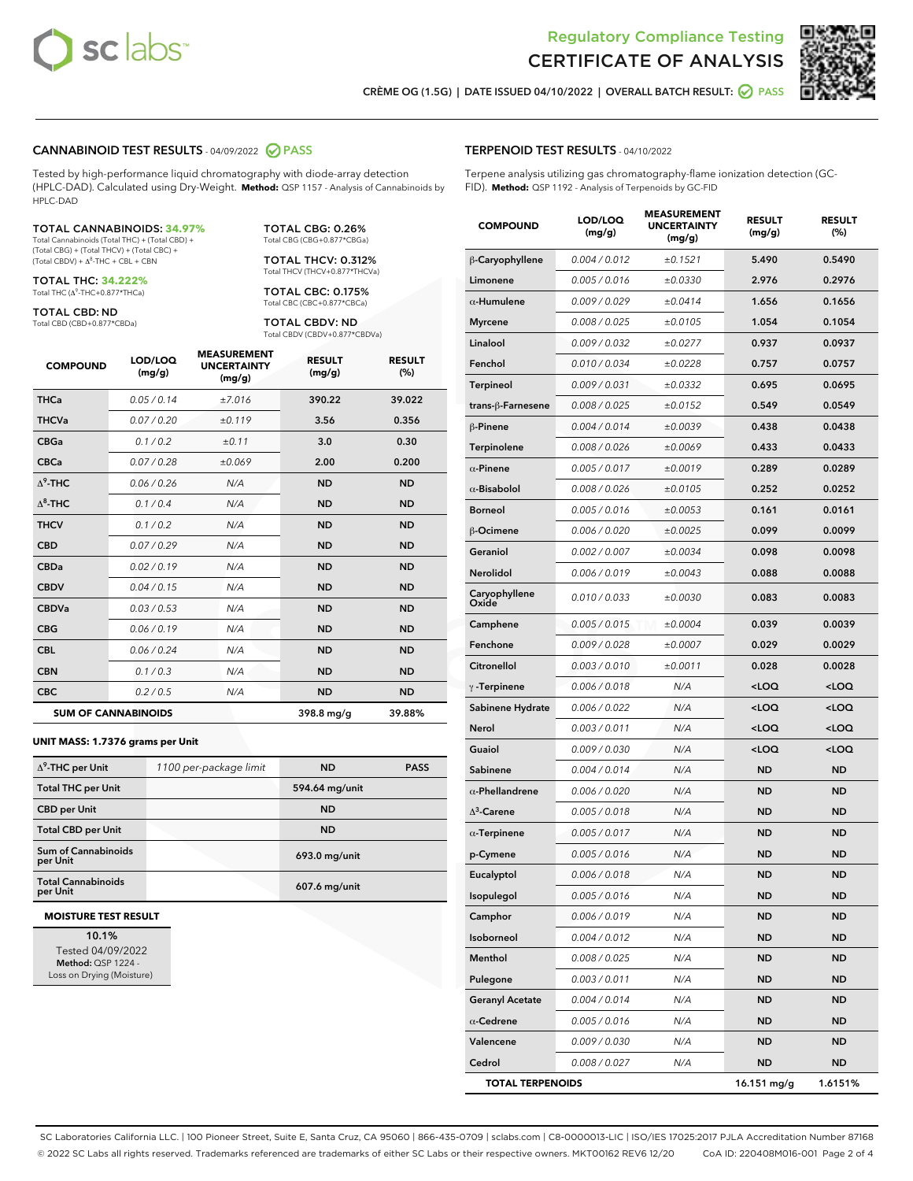Regulatory Compliance Testing
CERTIFICATE OF ANALYSIS

CRÈME OG (1.5G) | DATE ISSUED 04/10/2022 | OVERALL BATCH RESULT: PASS

## CANNABINOID TEST RESULTS - 04/09/2022 PASS

Tested by high-performance liquid chromatography with diode-array detection (HPLC-DAD). Calculated using Dry-Weight. **Method:** QSP 1157 - Analysis of Cannabinoids by HPLC-DAD

**TOTAL CANNABINOIDS: 34.97%**
Total Cannabinoids (Total THC) + (Total CBD) + (Total CBG) + (Total THCV) + (Total CBC) + (Total CBDV) + $\Delta^8$-THC + CBL + CBN

**TOTAL THC: 34.222%**
Total THC ($\Delta^9$-THC+0.877*THCa)

**TOTAL CBD: ND**
Total CBD (CBD+0.877*CBDa)

**TOTAL CBG: 0.26%**
Total CBG (CBG+0.877*CBGa)

**TOTAL THCV: 0.312%**
Total THCV (THCV+0.877*THCVa)

**TOTAL CBC: 0.175%**
Total CBC (CBC+0.877*CBCa)

**TOTAL CBDV: ND**
Total CBDV (CBDV+0.877*CBDVa)

| COMPOUND | LOD/LOQ (mg/g) | MEASUREMENT UNCERTAINTY (mg/g) | RESULT (mg/g) | RESULT (%) |
|---|---|---|---|---|
| THCa | 0.05 / 0.14 | ±7.016 | 390.22 | 39.022 |
| THCVa | 0.07 / 0.20 | ±0.119 | 3.56 | 0.356 |
| CBGa | 0.1 / 0.2 | ±0.11 | 3.0 | 0.30 |
| CBCa | 0.07 / 0.28 | ±0.069 | 2.00 | 0.200 |
| $\Delta^9$-THC | 0.06 / 0.26 | N/A | ND | ND |
| $\Delta^8$-THC | 0.1 / 0.4 | N/A | ND | ND |
| THCV | 0.1 / 0.2 | N/A | ND | ND |
| CBD | 0.07 / 0.29 | N/A | ND | ND |
| CBDa | 0.02 / 0.19 | N/A | ND | ND |
| CBDV | 0.04 / 0.15 | N/A | ND | ND |
| CBDVa | 0.03 / 0.53 | N/A | ND | ND |
| CBG | 0.06 / 0.19 | N/A | ND | ND |
| CBL | 0.06 / 0.24 | N/A | ND | ND |
| CBN | 0.1 / 0.3 | N/A | ND | ND |
| CBC | 0.2 / 0.5 | N/A | ND | ND |
| **SUM OF CANNABINOIDS** | | | 398.8 mg/g | 39.88% |

**UNIT MASS: 1.7376 grams per Unit**

| | | | |
|---|---|---|---|
| $\Delta^9$-THC per Unit | 1100 per-package limit | ND | PASS |
| Total THC per Unit | | 594.64 mg/unit | |
| CBD per Unit | | ND | |
| Total CBD per Unit | | ND | |
| Sum of Cannabinoids per Unit | | 693.0 mg/unit | |
| Total Cannabinoids per Unit | | 607.6 mg/unit | |

**MOISTURE TEST RESULT**

10.1%
Tested 04/09/2022
**Method:** QSP 1224 - Loss on Drying (Moisture)

## TERPENOID TEST RESULTS - 04/10/2022

Terpene analysis utilizing gas chromatography-flame ionization detection (GC-FID). **Method:** QSP 1192 - Analysis of Terpenoids by GC-FID

| COMPOUND | LOD/LOQ (mg/g) | MEASUREMENT UNCERTAINTY (mg/g) | RESULT (mg/g) | RESULT (%) |
|---|---|---|---|---|
| β-Caryophyllene | 0.004 / 0.012 | ±0.1521 | 5.490 | 0.5490 |
| Limonene | 0.005 / 0.016 | ±0.0330 | 2.976 | 0.2976 |
| α-Humulene | 0.009 / 0.029 | ±0.0414 | 1.656 | 0.1656 |
| Myrcene | 0.008 / 0.025 | ±0.0105 | 1.054 | 0.1054 |
| Linalool | 0.009 / 0.032 | ±0.0277 | 0.937 | 0.0937 |
| Fenchol | 0.010 / 0.034 | ±0.0228 | 0.757 | 0.0757 |
| Terpineol | 0.009 / 0.031 | ±0.0332 | 0.695 | 0.0695 |
| trans-β-Farnesene | 0.008 / 0.025 | ±0.0152 | 0.549 | 0.0549 |
| β-Pinene | 0.004 / 0.014 | ±0.0039 | 0.438 | 0.0438 |
| Terpinolene | 0.008 / 0.026 | ±0.0069 | 0.433 | 0.0433 |
| α-Pinene | 0.005 / 0.017 | ±0.0019 | 0.289 | 0.0289 |
| α-Bisabolol | 0.008 / 0.026 | ±0.0105 | 0.252 | 0.0252 |
| Borneol | 0.005 / 0.016 | ±0.0053 | 0.161 | 0.0161 |
| β-Ocimene | 0.006 / 0.020 | ±0.0025 | 0.099 | 0.0099 |
| Geraniol | 0.002 / 0.007 | ±0.0034 | 0.098 | 0.0098 |
| Nerolidol | 0.006 / 0.019 | ±0.0043 | 0.088 | 0.0088 |
| Caryophyllene Oxide | 0.010 / 0.033 | ±0.0030 | 0.083 | 0.0083 |
| Camphene | 0.005 / 0.015 | ±0.0004 | 0.039 | 0.0039 |
| Fenchone | 0.009 / 0.028 | ±0.0007 | 0.029 | 0.0029 |
| Citronellol | 0.003 / 0.010 | ±0.0011 | 0.028 | 0.0028 |
| γ-Terpinene | 0.006 / 0.018 | N/A | <LOQ | <LOQ |
| Sabinene Hydrate | 0.006 / 0.022 | N/A | <LOQ | <LOQ |
| Nerol | 0.003 / 0.011 | N/A | <LOQ | <LOQ |
| Guaiol | 0.009 / 0.030 | N/A | <LOQ | <LOQ |
| Sabinene | 0.004 / 0.014 | N/A | ND | ND |
| α-Phellandrene | 0.006 / 0.020 | N/A | ND | ND |
| $\Delta^3$-Carene | 0.005 / 0.018 | N/A | ND | ND |
| α-Terpinene | 0.005 / 0.017 | N/A | ND | ND |
| p-Cymene | 0.005 / 0.016 | N/A | ND | ND |
| Eucalyptol | 0.006 / 0.018 | N/A | ND | ND |
| Isopulegol | 0.005 / 0.016 | N/A | ND | ND |
| Camphor | 0.006 / 0.019 | N/A | ND | ND |
| Isoborneol | 0.004 / 0.012 | N/A | ND | ND |
| Menthol | 0.008 / 0.025 | N/A | ND | ND |
| Pulegone | 0.003 / 0.011 | N/A | ND | ND |
| Geranyl Acetate | 0.004 / 0.014 | N/A | ND | ND |
| α-Cedrene | 0.005 / 0.016 | N/A | ND | ND |
| Valencene | 0.009 / 0.030 | N/A | ND | ND |
| Cedrol | 0.008 / 0.027 | N/A | ND | ND |
| **TOTAL TERPENOIDS** | | | 16.151 mg/g | 1.6151% |

SC Laboratories California LLC. | 100 Pioneer Street, Suite E, Santa Cruz, CA 95060 | 866-435-0709 | sclabs.com | C8-0000013-LIC | ISO/IES 17025:2017 PJLA Accreditation Number 87168
© 2022 SC Labs all rights reserved. Trademarks referenced are trademarks of either SC Labs or their respective owners. MKT00162 REV6 12/20 CoA ID: 220408M016-001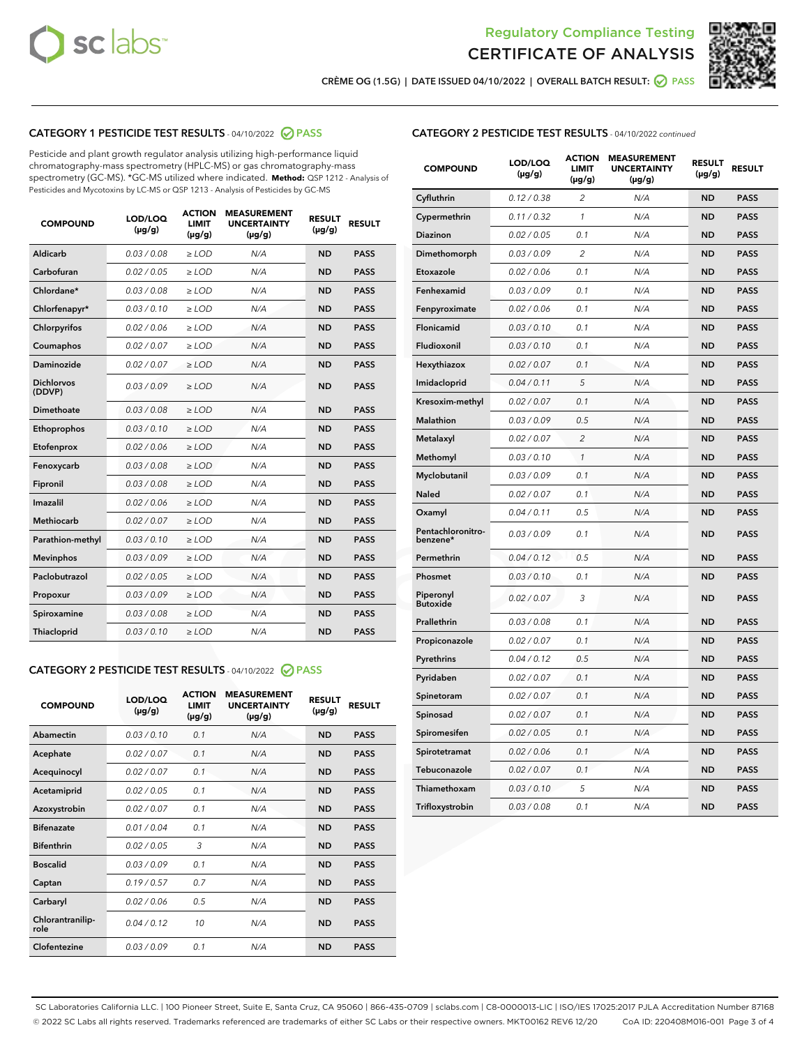Regulatory Compliance Testing
CERTIFICATE OF ANALYSIS

CRÈME OG (1.5G) | DATE ISSUED 04/10/2022 | OVERALL BATCH RESULT: PASS

## CATEGORY 1 PESTICIDE TEST RESULTS - 04/10/2022 PASS

Pesticide and plant growth regulator analysis utilizing high-performance liquid chromatography-mass spectrometry (HPLC-MS) or gas chromatography-mass spectrometry (GC-MS). *GC-MS utilized where indicated. **Method:** QSP 1212 - Analysis of Pesticides and Mycotoxins by LC-MS or QSP 1213 - Analysis of Pesticides by GC-MS

| COMPOUND | LOD/LOQ (µg/g) | ACTION LIMIT (µg/g) | MEASUREMENT UNCERTAINTY (µg/g) | RESULT (µg/g) | RESULT |
|---|---|---|---|---|---|
| Aldicarb | 0.03 / 0.08 | ≥ LOD | N/A | ND | PASS |
| Carbofuran | 0.02 / 0.05 | ≥ LOD | N/A | ND | PASS |
| Chlordane* | 0.03 / 0.08 | ≥ LOD | N/A | ND | PASS |
| Chlorfenapyr* | 0.03 / 0.10 | ≥ LOD | N/A | ND | PASS |
| Chlorpyrifos | 0.02 / 0.06 | ≥ LOD | N/A | ND | PASS |
| Coumaphos | 0.02 / 0.07 | ≥ LOD | N/A | ND | PASS |
| Daminozide | 0.02 / 0.07 | ≥ LOD | N/A | ND | PASS |
| Dichlorvos (DDVP) | 0.03 / 0.09 | ≥ LOD | N/A | ND | PASS |
| Dimethoate | 0.03 / 0.08 | ≥ LOD | N/A | ND | PASS |
| Ethoprophos | 0.03 / 0.10 | ≥ LOD | N/A | ND | PASS |
| Etofenprox | 0.02 / 0.06 | ≥ LOD | N/A | ND | PASS |
| Fenoxycarb | 0.03 / 0.08 | ≥ LOD | N/A | ND | PASS |
| Fipronil | 0.03 / 0.08 | ≥ LOD | N/A | ND | PASS |
| Imazalil | 0.02 / 0.06 | ≥ LOD | N/A | ND | PASS |
| Methiocarb | 0.02 / 0.07 | ≥ LOD | N/A | ND | PASS |
| Parathion-methyl | 0.03 / 0.10 | ≥ LOD | N/A | ND | PASS |
| Mevinphos | 0.03 / 0.09 | ≥ LOD | N/A | ND | PASS |
| Paclobutrazol | 0.02 / 0.05 | ≥ LOD | N/A | ND | PASS |
| Propoxur | 0.03 / 0.09 | ≥ LOD | N/A | ND | PASS |
| Spiroxamine | 0.03 / 0.08 | ≥ LOD | N/A | ND | PASS |
| Thiacloprid | 0.03 / 0.10 | ≥ LOD | N/A | ND | PASS |

## CATEGORY 2 PESTICIDE TEST RESULTS - 04/10/2022 PASS

| COMPOUND | LOD/LOQ (µg/g) | ACTION LIMIT (µg/g) | MEASUREMENT UNCERTAINTY (µg/g) | RESULT (µg/g) | RESULT |
|---|---|---|---|---|---|
| Abamectin | 0.03 / 0.10 | 0.1 | N/A | ND | PASS |
| Acephate | 0.02 / 0.07 | 0.1 | N/A | ND | PASS |
| Acequinocyl | 0.02 / 0.07 | 0.1 | N/A | ND | PASS |
| Acetamiprid | 0.02 / 0.05 | 0.1 | N/A | ND | PASS |
| Azoxystrobin | 0.02 / 0.07 | 0.1 | N/A | ND | PASS |
| Bifenazate | 0.01 / 0.04 | 0.1 | N/A | ND | PASS |
| Bifenthrin | 0.02 / 0.05 | 3 | N/A | ND | PASS |
| Boscalid | 0.03 / 0.09 | 0.1 | N/A | ND | PASS |
| Captan | 0.19 / 0.57 | 0.7 | N/A | ND | PASS |
| Carbaryl | 0.02 / 0.06 | 0.5 | N/A | ND | PASS |
| Chlorantraniliprole | 0.04 / 0.12 | 10 | N/A | ND | PASS |
| Clofentezine | 0.03 / 0.09 | 0.1 | N/A | ND | PASS |
| Cyfluthrin | 0.12 / 0.38 | 2 | N/A | ND | PASS |
| Cypermethrin | 0.11 / 0.32 | 1 | N/A | ND | PASS |
| Diazinon | 0.02 / 0.05 | 0.1 | N/A | ND | PASS |
| Dimethomorph | 0.03 / 0.09 | 2 | N/A | ND | PASS |
| Etoxazole | 0.02 / 0.06 | 0.1 | N/A | ND | PASS |
| Fenhexamid | 0.03 / 0.09 | 0.1 | N/A | ND | PASS |
| Fenpyroximate | 0.02 / 0.06 | 0.1 | N/A | ND | PASS |
| Flonicamid | 0.03 / 0.10 | 0.1 | N/A | ND | PASS |
| Fludioxonil | 0.03 / 0.10 | 0.1 | N/A | ND | PASS |
| Hexythiazox | 0.02 / 0.07 | 0.1 | N/A | ND | PASS |
| Imidacloprid | 0.04 / 0.11 | 5 | N/A | ND | PASS |
| Kresoxim-methyl | 0.02 / 0.07 | 0.1 | N/A | ND | PASS |
| Malathion | 0.03 / 0.09 | 0.5 | N/A | ND | PASS |
| Metalaxyl | 0.02 / 0.07 | 2 | N/A | ND | PASS |
| Methomyl | 0.03 / 0.10 | 1 | N/A | ND | PASS |
| Myclobutanil | 0.03 / 0.09 | 0.1 | N/A | ND | PASS |
| Naled | 0.02 / 0.07 | 0.1 | N/A | ND | PASS |
| Oxamyl | 0.04 / 0.11 | 0.5 | N/A | ND | PASS |
| Pentachloronitrobenzene* | 0.03 / 0.09 | 0.1 | N/A | ND | PASS |
| Permethrin | 0.04 / 0.12 | 0.5 | N/A | ND | PASS |
| Phosmet | 0.03 / 0.10 | 0.1 | N/A | ND | PASS |
| Piperonyl Butoxide | 0.02 / 0.07 | 3 | N/A | ND | PASS |
| Prallethrin | 0.03 / 0.08 | 0.1 | N/A | ND | PASS |
| Propiconazole | 0.02 / 0.07 | 0.1 | N/A | ND | PASS |
| Pyrethrins | 0.04 / 0.12 | 0.5 | N/A | ND | PASS |
| Pyridaben | 0.02 / 0.07 | 0.1 | N/A | ND | PASS |
| Spinetoram | 0.02 / 0.07 | 0.1 | N/A | ND | PASS |
| Spinosad | 0.02 / 0.07 | 0.1 | N/A | ND | PASS |
| Spiromesifen | 0.02 / 0.05 | 0.1 | N/A | ND | PASS |
| Spirotetramat | 0.02 / 0.06 | 0.1 | N/A | ND | PASS |
| Tebuconazole | 0.02 / 0.07 | 0.1 | N/A | ND | PASS |
| Thiamethoxam | 0.03 / 0.10 | 5 | N/A | ND | PASS |
| Trifloxystrobin | 0.03 / 0.08 | 0.1 | N/A | ND | PASS |

SC Laboratories California LLC. | 100 Pioneer Street, Suite E, Santa Cruz, CA 95060 | 866-435-0709 | sclabs.com | C8-0000013-LIC | ISO/IES 17025:2017 PJLA Accreditation Number 87168
© 2022 SC Labs all rights reserved. Trademarks referenced are trademarks of either SC Labs or their respective owners. MKT00162 REV6 12/20 CoA ID: 220408M016-001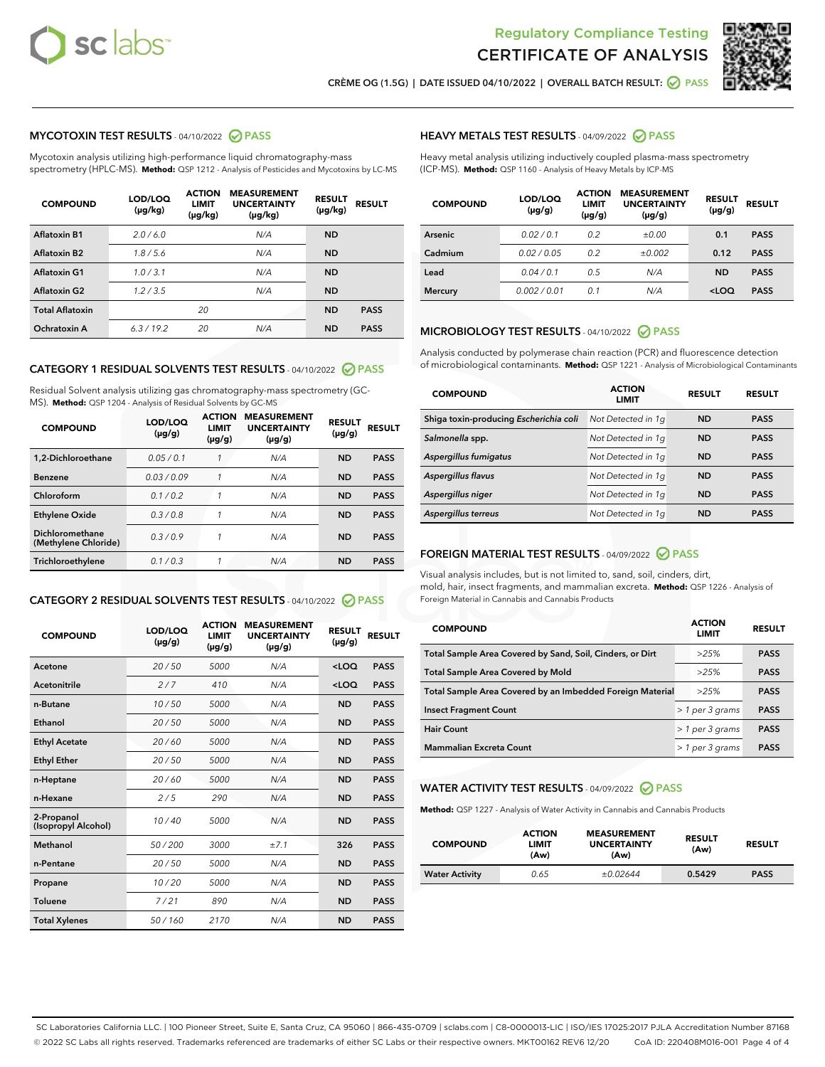Regulatory Compliance Testing

# CERTIFICATE OF ANALYSIS

CRÈME OG (1.5G) | DATE ISSUED 04/10/2022 | OVERALL BATCH RESULT: PASS

## MYCOTOXIN TEST RESULTS - 04/10/2022 PASS

Mycotoxin analysis utilizing high-performance liquid chromatography-mass spectrometry (HPLC-MS). **Method:** QSP 1212 - Analysis of Pesticides and Mycotoxins by LC-MS

| COMPOUND | LOD/LOQ (µg/kg) | ACTION LIMIT (µg/kg) | MEASUREMENT UNCERTAINTY (µg/kg) | RESULT (µg/kg) | RESULT |
|---|---|---|---|---|---|
| Aflatoxin B1 | 2.0 / 6.0 | | N/A | ND | |
| Aflatoxin B2 | 1.8 / 5.6 | | N/A | ND | |
| Aflatoxin G1 | 1.0 / 3.1 | | N/A | ND | |
| Aflatoxin G2 | 1.2 / 3.5 | | N/A | ND | |
| Total Aflatoxin | | 20 | | ND | PASS |
| Ochratoxin A | 6.3 / 19.2 | 20 | N/A | ND | PASS |

## CATEGORY 1 RESIDUAL SOLVENTS TEST RESULTS - 04/10/2022 PASS

Residual Solvent analysis utilizing gas chromatography-mass spectrometry (GC-MS). **Method:** QSP 1204 - Analysis of Residual Solvents by GC-MS

| COMPOUND | LOD/LOQ (µg/g) | ACTION LIMIT (µg/g) | MEASUREMENT UNCERTAINTY (µg/g) | RESULT (µg/g) | RESULT |
|---|---|---|---|---|---|
| 1,2-Dichloroethane | 0.05 / 0.1 | 1 | N/A | ND | PASS |
| Benzene | 0.03 / 0.09 | 1 | N/A | ND | PASS |
| Chloroform | 0.1 / 0.2 | 1 | N/A | ND | PASS |
| Ethylene Oxide | 0.3 / 0.8 | 1 | N/A | ND | PASS |
| Dichloromethane (Methylene Chloride) | 0.3 / 0.9 | 1 | N/A | ND | PASS |
| Trichloroethylene | 0.1 / 0.3 | 1 | N/A | ND | PASS |

## CATEGORY 2 RESIDUAL SOLVENTS TEST RESULTS - 04/10/2022 PASS

| COMPOUND | LOD/LOQ (µg/g) | ACTION LIMIT (µg/g) | MEASUREMENT UNCERTAINTY (µg/g) | RESULT (µg/g) | RESULT |
|---|---|---|---|---|---|
| Acetone | 20 / 50 | 5000 | N/A | <LOQ | PASS |
| Acetonitrile | 2 / 7 | 410 | N/A | <LOQ | PASS |
| n-Butane | 10 / 50 | 5000 | N/A | ND | PASS |
| Ethanol | 20 / 50 | 5000 | N/A | ND | PASS |
| Ethyl Acetate | 20 / 60 | 5000 | N/A | ND | PASS |
| Ethyl Ether | 20 / 50 | 5000 | N/A | ND | PASS |
| n-Heptane | 20 / 60 | 5000 | N/A | ND | PASS |
| n-Hexane | 2 / 5 | 290 | N/A | ND | PASS |
| 2-Propanol (Isopropyl Alcohol) | 10 / 40 | 5000 | N/A | ND | PASS |
| Methanol | 50 / 200 | 3000 | ±7.1 | 326 | PASS |
| n-Pentane | 20 / 50 | 5000 | N/A | ND | PASS |
| Propane | 10 / 20 | 5000 | N/A | ND | PASS |
| Toluene | 7 / 21 | 890 | N/A | ND | PASS |
| Total Xylenes | 50 / 160 | 2170 | N/A | ND | PASS |

## HEAVY METALS TEST RESULTS - 04/09/2022 PASS

Heavy metal analysis utilizing inductively coupled plasma-mass spectrometry (ICP-MS). **Method:** QSP 1160 - Analysis of Heavy Metals by ICP-MS

| COMPOUND | LOD/LOQ (µg/g) | ACTION LIMIT (µg/g) | MEASUREMENT UNCERTAINTY (µg/g) | RESULT (µg/g) | RESULT |
|---|---|---|---|---|---|
| Arsenic | 0.02 / 0.1 | 0.2 | ±0.00 | 0.1 | PASS |
| Cadmium | 0.02 / 0.05 | 0.2 | ±0.002 | 0.12 | PASS |
| Lead | 0.04 / 0.1 | 0.5 | N/A | ND | PASS |
| Mercury | 0.002 / 0.01 | 0.1 | N/A | <LOQ | PASS |

## MICROBIOLOGY TEST RESULTS - 04/10/2022 PASS

Analysis conducted by polymerase chain reaction (PCR) and fluorescence detection of microbiological contaminants. **Method:** QSP 1221 - Analysis of Microbiological Contaminants

| COMPOUND | ACTION LIMIT | RESULT | RESULT |
|---|---|---|---|
| Shiga toxin-producing *Escherichia coli* | Not Detected in 1g | ND | PASS |
| *Salmonella* spp. | Not Detected in 1g | ND | PASS |
| *Aspergillus fumigatus* | Not Detected in 1g | ND | PASS |
| *Aspergillus flavus* | Not Detected in 1g | ND | PASS |
| *Aspergillus niger* | Not Detected in 1g | ND | PASS |
| *Aspergillus terreus* | Not Detected in 1g | ND | PASS |

## FOREIGN MATERIAL TEST RESULTS - 04/09/2022 PASS

Visual analysis includes, but is not limited to, sand, soil, cinders, dirt, mold, hair, insect fragments, and mammalian excreta. **Method:** QSP 1226 - Analysis of Foreign Material in Cannabis and Cannabis Products

| COMPOUND | ACTION LIMIT | RESULT |
|---|---|---|
| Total Sample Area Covered by Sand, Soil, Cinders, or Dirt | >25% | PASS |
| Total Sample Area Covered by Mold | >25% | PASS |
| Total Sample Area Covered by an Imbedded Foreign Material | >25% | PASS |
| Insect Fragment Count | > 1 per 3 grams | PASS |
| Hair Count | > 1 per 3 grams | PASS |
| Mammalian Excreta Count | > 1 per 3 grams | PASS |

## WATER ACTIVITY TEST RESULTS - 04/09/2022 PASS

**Method:** QSP 1227 - Analysis of Water Activity in Cannabis and Cannabis Products

| COMPOUND | ACTION LIMIT (Aw) | MEASUREMENT UNCERTAINTY (Aw) | RESULT (Aw) | RESULT |
|---|---|---|---|---|
| Water Activity | 0.65 | ±0.02644 | 0.5429 | PASS |

SC Laboratories California LLC. | 100 Pioneer Street, Suite E, Santa Cruz, CA 95060 | 866-435-0709 | sclabs.com | C8-0000013-LIC | ISO/IES 17025:2017 PJLA Accreditation Number 87168
© 2022 SC Labs all rights reserved. Trademarks referenced are trademarks of either SC Labs or their respective owners. MKT00162 REV6 12/20 CoA ID: 220408M016-001